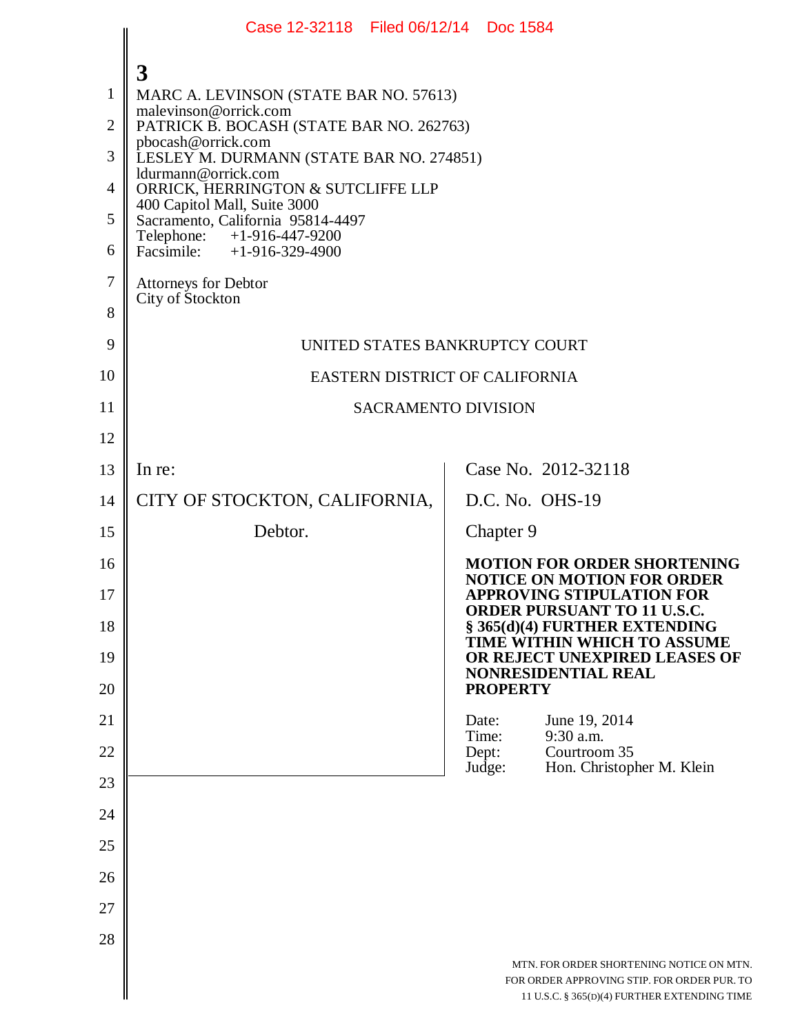3

MARC A. LEVINSON (STATE BAR NO. 57613)
malevinson@orrick.com
PATRICK B. BOCASH (STATE BAR NO. 262763)
pbocash@orrick.com
LESLEY M. DURMANN (STATE BAR NO. 274851)
ldurmann@orrick.com
ORRICK, HERRINGTON & SUTCLIFFE LLP
400 Capitol Mall, Suite 3000
Sacramento, California 95814-4497
Telephone: +1-916-447-9200
Facsimile: +1-916-329-4900

Attorneys for Debtor
City of Stockton

UNITED STATES BANKRUPTCY COURT

EASTERN DISTRICT OF CALIFORNIA

SACRAMENTO DIVISION

| | |
|---|---|
| In re:<br><br>CITY OF STOCKTON, CALIFORNIA,<br><br>Debtor. | Case No. 2012-32118<br><br>D.C. No. OHS-19<br><br>Chapter 9<br><br>**MOTION FOR ORDER SHORTENING NOTICE ON MOTION FOR ORDER APPROVING STIPULATION FOR ORDER PURSUANT TO 11 U.S.C. § 365(d)(4) FURTHER EXTENDING TIME WITHIN WHICH TO ASSUME OR REJECT UNEXPIRED LEASES OF NONRESIDENTIAL REAL PROPERTY**<br><br>Date: June 19, 2014<br>Time: 9:30 a.m.<br>Dept: Courtroom 35<br>Judge: Hon. Christopher M. Klein |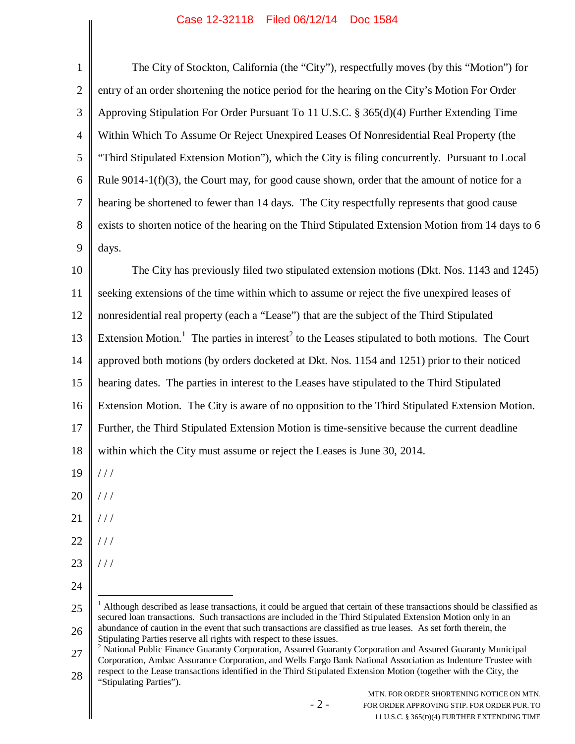The City of Stockton, California (the "City"), respectfully moves (by this "Motion") for entry of an order shortening the notice period for the hearing on the City's Motion For Order Approving Stipulation For Order Pursuant To 11 U.S.C. § 365(d)(4) Further Extending Time Within Which To Assume Or Reject Unexpired Leases Of Nonresidential Real Property (the "Third Stipulated Extension Motion"), which the City is filing concurrently. Pursuant to Local Rule 9014-1(f)(3), the Court may, for good cause shown, order that the amount of notice for a hearing be shortened to fewer than 14 days. The City respectfully represents that good cause exists to shorten notice of the hearing on the Third Stipulated Extension Motion from 14 days to 6 days.

The City has previously filed two stipulated extension motions (Dkt. Nos. 1143 and 1245) seeking extensions of the time within which to assume or reject the five unexpired leases of nonresidential real property (each a "Lease") that are the subject of the Third Stipulated Extension Motion.[1] The parties in interest[2] to the Leases stipulated to both motions. The Court approved both motions (by orders docketed at Dkt. Nos. 1154 and 1251) prior to their noticed hearing dates. The parties in interest to the Leases have stipulated to the Third Stipulated Extension Motion. The City is aware of no opposition to the Third Stipulated Extension Motion. Further, the Third Stipulated Extension Motion is time-sensitive because the current deadline within which the City must assume or reject the Leases is June 30, 2014.

/ / /

/ / /

/ / /

/ / /

/ / /

---

[1] Although described as lease transactions, it could be argued that certain of these transactions should be classified as secured loan transactions. Such transactions are included in the Third Stipulated Extension Motion only in an abundance of caution in the event that such transactions are classified as true leases. As set forth therein, the Stipulating Parties reserve all rights with respect to these issues.

[2] National Public Finance Guaranty Corporation, Assured Guaranty Corporation and Assured Guaranty Municipal Corporation, Ambac Assurance Corporation, and Wells Fargo Bank National Association as Indenture Trustee with respect to the Lease transactions identified in the Third Stipulated Extension Motion (together with the City, the "Stipulating Parties").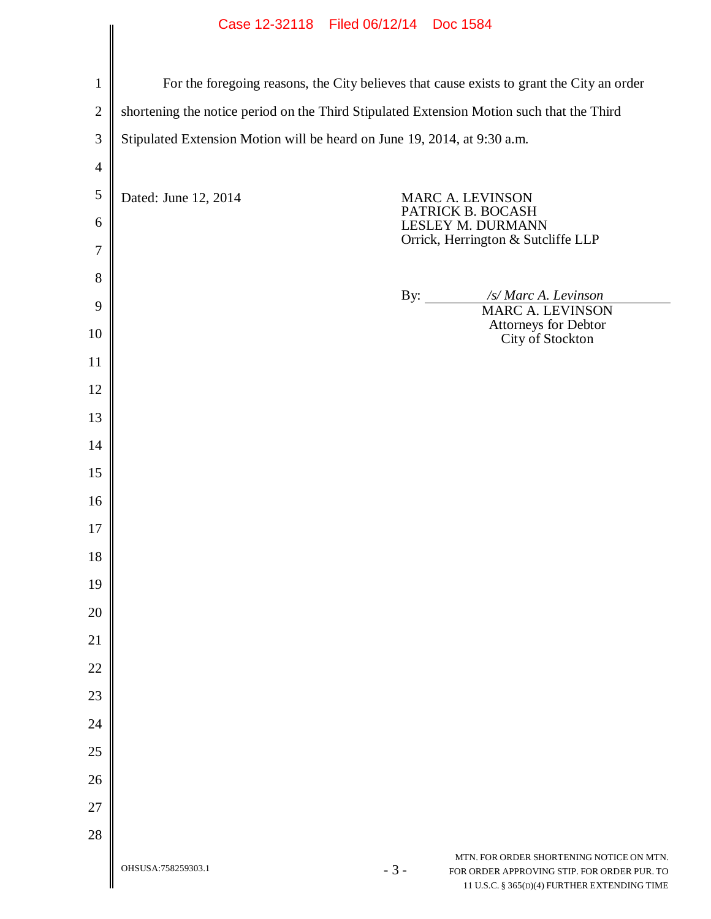For the foregoing reasons, the City believes that cause exists to grant the City an order shortening the notice period on the Third Stipulated Extension Motion such that the Third Stipulated Extension Motion will be heard on June 19, 2014, at 9:30 a.m.

Dated: June 12, 2014

MARC A. LEVINSON
PATRICK B. BOCASH
LESLEY M. DURMANN
Orrick, Herrington & Sutcliffe LLP

By: */s/ Marc A. Levinson*
MARC A. LEVINSON
Attorneys for Debtor
City of Stockton

OHSUSA:758259303.1

MTN. FOR ORDER SHORTENING NOTICE ON MTN. FOR ORDER APPROVING STIP. FOR ORDER PUR. TO 11 U.S.C. § 365(D)(4) FURTHER EXTENDING TIME